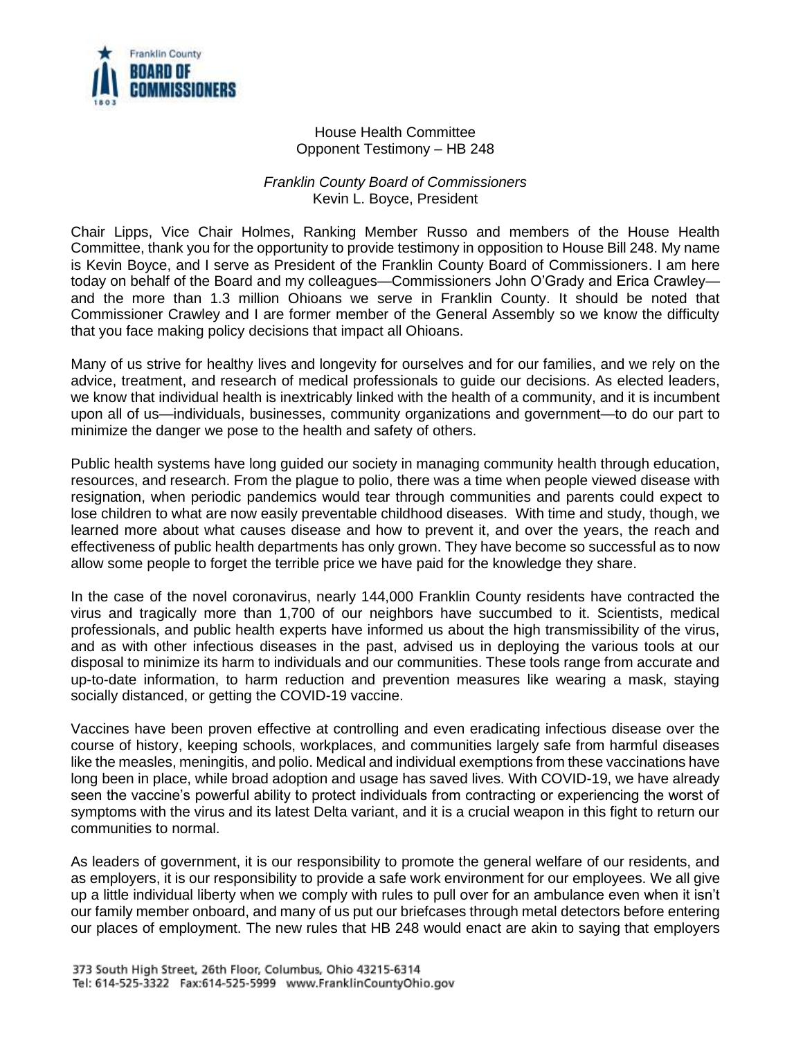Franklin County
**BOARD OF COMMISSIONERS**

House Health Committee
Opponent Testimony – HB 248

*Franklin County Board of Commissioners*
Kevin L. Boyce, President

Chair Lipps, Vice Chair Holmes, Ranking Member Russo and members of the House Health Committee, thank you for the opportunity to provide testimony in opposition to House Bill 248. My name is Kevin Boyce, and I serve as President of the Franklin County Board of Commissioners. I am here today on behalf of the Board and my colleagues—Commissioners John O'Grady and Erica Crawley—and the more than 1.3 million Ohioans we serve in Franklin County. It should be noted that Commissioner Crawley and I are former member of the General Assembly so we know the difficulty that you face making policy decisions that impact all Ohioans.

Many of us strive for healthy lives and longevity for ourselves and for our families, and we rely on the advice, treatment, and research of medical professionals to guide our decisions. As elected leaders, we know that individual health is inextricably linked with the health of a community, and it is incumbent upon all of us—individuals, businesses, community organizations and government—to do our part to minimize the danger we pose to the health and safety of others.

Public health systems have long guided our society in managing community health through education, resources, and research. From the plague to polio, there was a time when people viewed disease with resignation, when periodic pandemics would tear through communities and parents could expect to lose children to what are now easily preventable childhood diseases. With time and study, though, we learned more about what causes disease and how to prevent it, and over the years, the reach and effectiveness of public health departments has only grown. They have become so successful as to now allow some people to forget the terrible price we have paid for the knowledge they share.

In the case of the novel coronavirus, nearly 144,000 Franklin County residents have contracted the virus and tragically more than 1,700 of our neighbors have succumbed to it. Scientists, medical professionals, and public health experts have informed us about the high transmissibility of the virus, and as with other infectious diseases in the past, advised us in deploying the various tools at our disposal to minimize its harm to individuals and our communities. These tools range from accurate and up-to-date information, to harm reduction and prevention measures like wearing a mask, staying socially distanced, or getting the COVID-19 vaccine.

Vaccines have been proven effective at controlling and even eradicating infectious disease over the course of history, keeping schools, workplaces, and communities largely safe from harmful diseases like the measles, meningitis, and polio. Medical and individual exemptions from these vaccinations have long been in place, while broad adoption and usage has saved lives. With COVID-19, we have already seen the vaccine's powerful ability to protect individuals from contracting or experiencing the worst of symptoms with the virus and its latest Delta variant, and it is a crucial weapon in this fight to return our communities to normal.

As leaders of government, it is our responsibility to promote the general welfare of our residents, and as employers, it is our responsibility to provide a safe work environment for our employees. We all give up a little individual liberty when we comply with rules to pull over for an ambulance even when it isn't our family member onboard, and many of us put our briefcases through metal detectors before entering our places of employment. The new rules that HB 248 would enact are akin to saying that employers

373 South High Street, 26th Floor, Columbus, Ohio 43215-6314
Tel: 614-525-3322 Fax:614-525-5999 www.FranklinCountyOhio.gov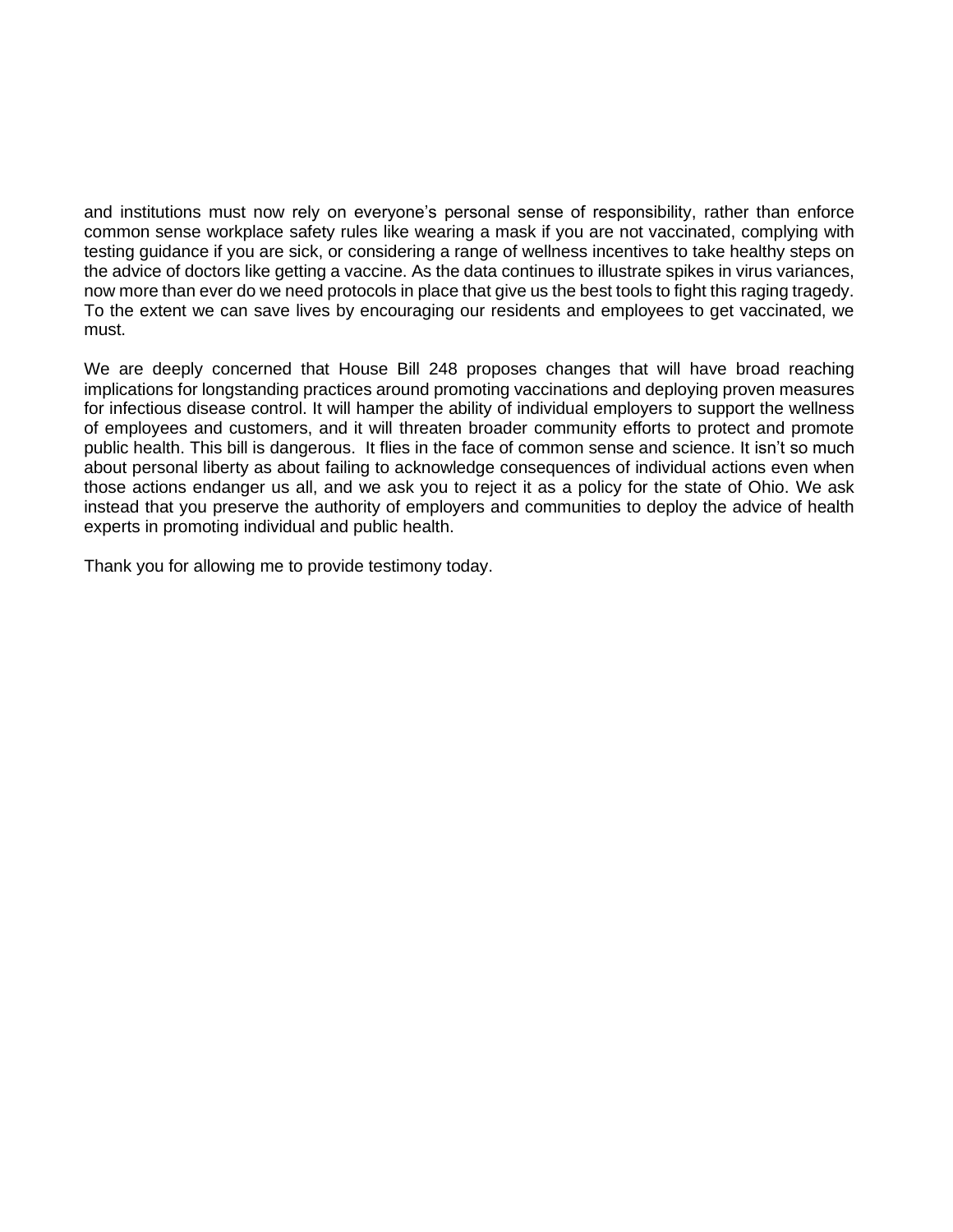and institutions must now rely on everyone's personal sense of responsibility, rather than enforce common sense workplace safety rules like wearing a mask if you are not vaccinated, complying with testing guidance if you are sick, or considering a range of wellness incentives to take healthy steps on the advice of doctors like getting a vaccine. As the data continues to illustrate spikes in virus variances, now more than ever do we need protocols in place that give us the best tools to fight this raging tragedy. To the extent we can save lives by encouraging our residents and employees to get vaccinated, we must.

We are deeply concerned that House Bill 248 proposes changes that will have broad reaching implications for longstanding practices around promoting vaccinations and deploying proven measures for infectious disease control. It will hamper the ability of individual employers to support the wellness of employees and customers, and it will threaten broader community efforts to protect and promote public health. This bill is dangerous. It flies in the face of common sense and science. It isn't so much about personal liberty as about failing to acknowledge consequences of individual actions even when those actions endanger us all, and we ask you to reject it as a policy for the state of Ohio. We ask instead that you preserve the authority of employers and communities to deploy the advice of health experts in promoting individual and public health.

Thank you for allowing me to provide testimony today.